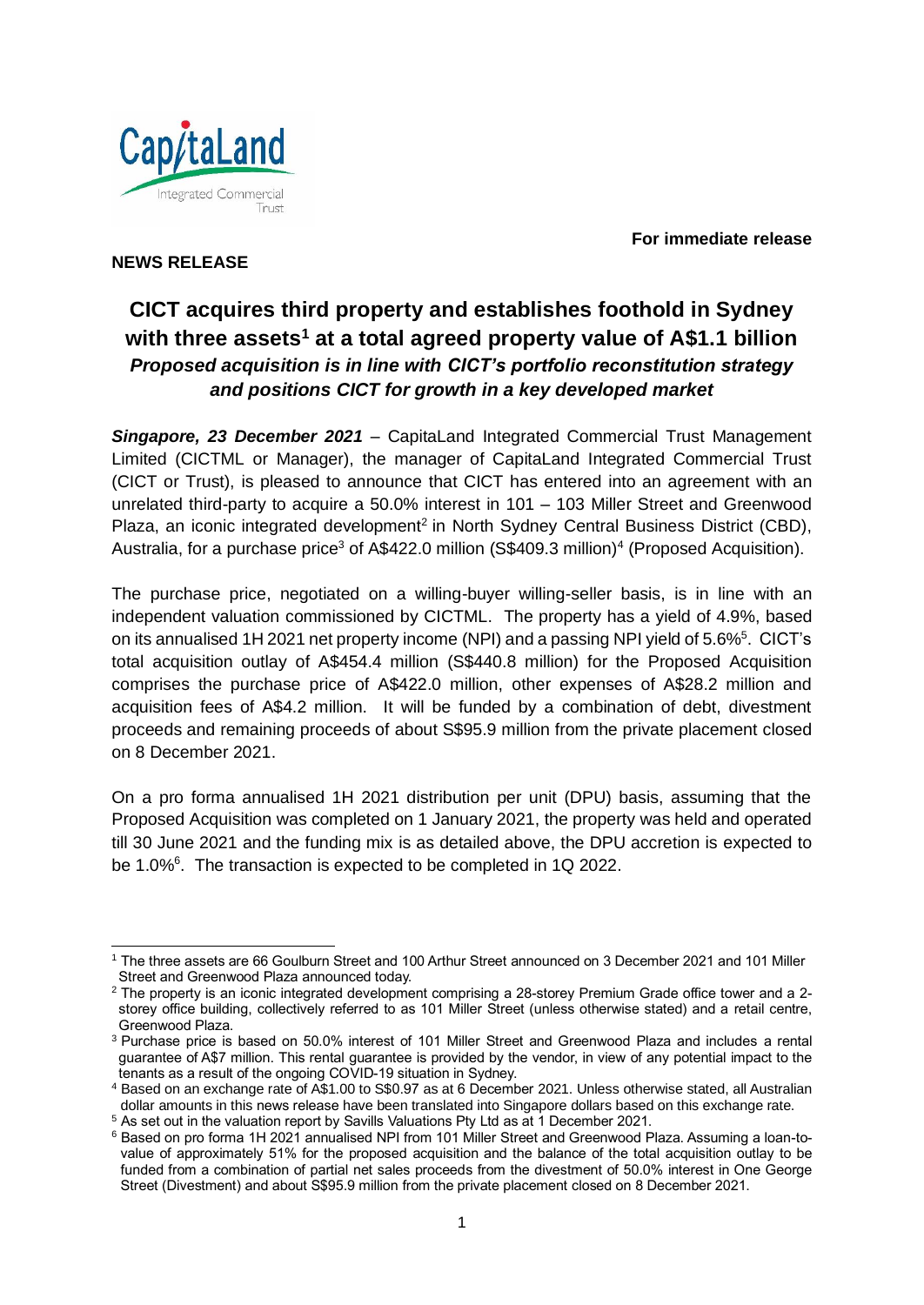**For immediate release**

**NEWS RELEASE**

# CICT acquires third property and establishes foothold in Sydney with three assets[1] at a total agreed property value of A$1.1 billion

***Proposed acquisition is in line with CICT's portfolio reconstitution strategy and positions CICT for growth in a key developed market***

***Singapore, 23 December 2021*** – CapitaLand Integrated Commercial Trust Management Limited (CICTML or Manager), the manager of CapitaLand Integrated Commercial Trust (CICT or Trust), is pleased to announce that CICT has entered into an agreement with an unrelated third-party to acquire a 50.0% interest in 101 – 103 Miller Street and Greenwood Plaza, an iconic integrated development[2] in North Sydney Central Business District (CBD), Australia, for a purchase price[3] of A$422.0 million (S$409.3 million)[4] (Proposed Acquisition).

The purchase price, negotiated on a willing-buyer willing-seller basis, is in line with an independent valuation commissioned by CICTML. The property has a yield of 4.9%, based on its annualised 1H 2021 net property income (NPI) and a passing NPI yield of 5.6%[5]. CICT's total acquisition outlay of A$454.4 million (S$440.8 million) for the Proposed Acquisition comprises the purchase price of A$422.0 million, other expenses of A$28.2 million and acquisition fees of A$4.2 million. It will be funded by a combination of debt, divestment proceeds and remaining proceeds of about S$95.9 million from the private placement closed on 8 December 2021.

On a pro forma annualised 1H 2021 distribution per unit (DPU) basis, assuming that the Proposed Acquisition was completed on 1 January 2021, the property was held and operated till 30 June 2021 and the funding mix is as detailed above, the DPU accretion is expected to be 1.0%[6]. The transaction is expected to be completed in 1Q 2022.

---

[1] The three assets are 66 Goulburn Street and 100 Arthur Street announced on 3 December 2021 and 101 Miller Street and Greenwood Plaza announced today.

[2] The property is an iconic integrated development comprising a 28-storey Premium Grade office tower and a 2-storey office building, collectively referred to as 101 Miller Street (unless otherwise stated) and a retail centre, Greenwood Plaza.

[3] Purchase price is based on 50.0% interest of 101 Miller Street and Greenwood Plaza and includes a rental guarantee of A$7 million. This rental guarantee is provided by the vendor, in view of any potential impact to the tenants as a result of the ongoing COVID-19 situation in Sydney.

[4] Based on an exchange rate of A$1.00 to S$0.97 as at 6 December 2021. Unless otherwise stated, all Australian dollar amounts in this news release have been translated into Singapore dollars based on this exchange rate.

[5] As set out in the valuation report by Savills Valuations Pty Ltd as at 1 December 2021.

[6] Based on pro forma 1H 2021 annualised NPI from 101 Miller Street and Greenwood Plaza. Assuming a loan-to-value of approximately 51% for the proposed acquisition and the balance of the total acquisition outlay to be funded from a combination of partial net sales proceeds from the divestment of 50.0% interest in One George Street (Divestment) and about S$95.9 million from the private placement closed on 8 December 2021.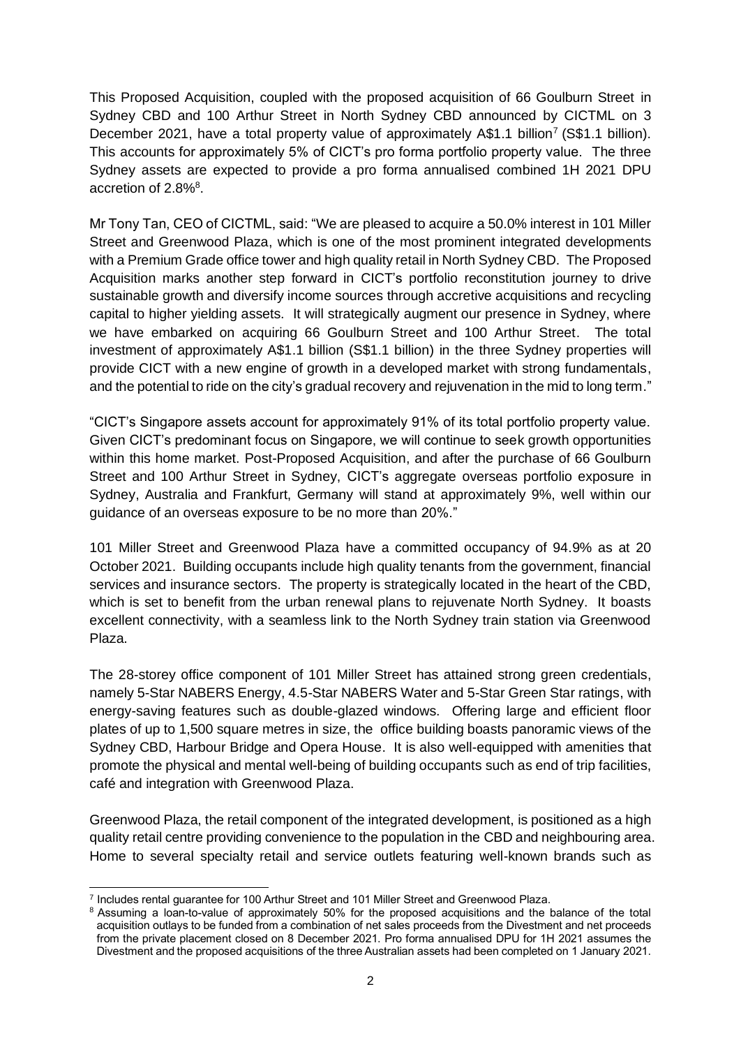This Proposed Acquisition, coupled with the proposed acquisition of 66 Goulburn Street in Sydney CBD and 100 Arthur Street in North Sydney CBD announced by CICTML on 3 December 2021, have a total property value of approximately A$1.1 billion[7] (S$1.1 billion). This accounts for approximately 5% of CICT's pro forma portfolio property value. The three Sydney assets are expected to provide a pro forma annualised combined 1H 2021 DPU accretion of 2.8%[8].

Mr Tony Tan, CEO of CICTML, said: "We are pleased to acquire a 50.0% interest in 101 Miller Street and Greenwood Plaza, which is one of the most prominent integrated developments with a Premium Grade office tower and high quality retail in North Sydney CBD. The Proposed Acquisition marks another step forward in CICT's portfolio reconstitution journey to drive sustainable growth and diversify income sources through accretive acquisitions and recycling capital to higher yielding assets. It will strategically augment our presence in Sydney, where we have embarked on acquiring 66 Goulburn Street and 100 Arthur Street. The total investment of approximately A$1.1 billion (S$1.1 billion) in the three Sydney properties will provide CICT with a new engine of growth in a developed market with strong fundamentals, and the potential to ride on the city's gradual recovery and rejuvenation in the mid to long term."

"CICT's Singapore assets account for approximately 91% of its total portfolio property value. Given CICT's predominant focus on Singapore, we will continue to seek growth opportunities within this home market. Post-Proposed Acquisition, and after the purchase of 66 Goulburn Street and 100 Arthur Street in Sydney, CICT's aggregate overseas portfolio exposure in Sydney, Australia and Frankfurt, Germany will stand at approximately 9%, well within our guidance of an overseas exposure to be no more than 20%."

101 Miller Street and Greenwood Plaza have a committed occupancy of 94.9% as at 20 October 2021. Building occupants include high quality tenants from the government, financial services and insurance sectors. The property is strategically located in the heart of the CBD, which is set to benefit from the urban renewal plans to rejuvenate North Sydney. It boasts excellent connectivity, with a seamless link to the North Sydney train station via Greenwood Plaza.

The 28-storey office component of 101 Miller Street has attained strong green credentials, namely 5-Star NABERS Energy, 4.5-Star NABERS Water and 5-Star Green Star ratings, with energy-saving features such as double-glazed windows. Offering large and efficient floor plates of up to 1,500 square metres in size, the office building boasts panoramic views of the Sydney CBD, Harbour Bridge and Opera House. It is also well-equipped with amenities that promote the physical and mental well-being of building occupants such as end of trip facilities, café and integration with Greenwood Plaza.

Greenwood Plaza, the retail component of the integrated development, is positioned as a high quality retail centre providing convenience to the population in the CBD and neighbouring area. Home to several specialty retail and service outlets featuring well-known brands such as

---

[7] Includes rental guarantee for 100 Arthur Street and 101 Miller Street and Greenwood Plaza.

[8] Assuming a loan-to-value of approximately 50% for the proposed acquisitions and the balance of the total acquisition outlays to be funded from a combination of net sales proceeds from the Divestment and net proceeds from the private placement closed on 8 December 2021. Pro forma annualised DPU for 1H 2021 assumes the Divestment and the proposed acquisitions of the three Australian assets had been completed on 1 January 2021.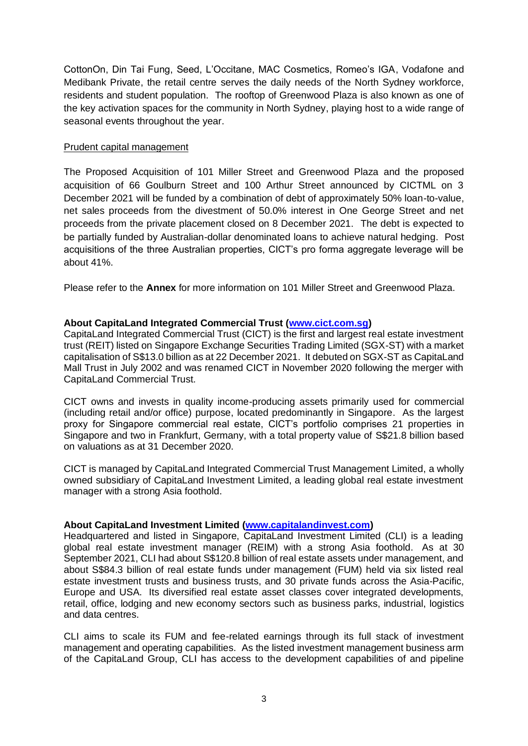CottonOn, Din Tai Fung, Seed, L'Occitane, MAC Cosmetics, Romeo's IGA, Vodafone and Medibank Private, the retail centre serves the daily needs of the North Sydney workforce, residents and student population. The rooftop of Greenwood Plaza is also known as one of the key activation spaces for the community in North Sydney, playing host to a wide range of seasonal events throughout the year.

Prudent capital management

The Proposed Acquisition of 101 Miller Street and Greenwood Plaza and the proposed acquisition of 66 Goulburn Street and 100 Arthur Street announced by CICTML on 3 December 2021 will be funded by a combination of debt of approximately 50% loan-to-value, net sales proceeds from the divestment of 50.0% interest in One George Street and net proceeds from the private placement closed on 8 December 2021. The debt is expected to be partially funded by Australian-dollar denominated loans to achieve natural hedging. Post acquisitions of the three Australian properties, CICT's pro forma aggregate leverage will be about 41%.

Please refer to the **Annex** for more information on 101 Miller Street and Greenwood Plaza.

**About CapitaLand Integrated Commercial Trust ([www.cict.com.sg](www.cict.com.sg))**

CapitaLand Integrated Commercial Trust (CICT) is the first and largest real estate investment trust (REIT) listed on Singapore Exchange Securities Trading Limited (SGX-ST) with a market capitalisation of S$13.0 billion as at 22 December 2021. It debuted on SGX-ST as CapitaLand Mall Trust in July 2002 and was renamed CICT in November 2020 following the merger with CapitaLand Commercial Trust.

CICT owns and invests in quality income-producing assets primarily used for commercial (including retail and/or office) purpose, located predominantly in Singapore. As the largest proxy for Singapore commercial real estate, CICT's portfolio comprises 21 properties in Singapore and two in Frankfurt, Germany, with a total property value of S$21.8 billion based on valuations as at 31 December 2020.

CICT is managed by CapitaLand Integrated Commercial Trust Management Limited, a wholly owned subsidiary of CapitaLand Investment Limited, a leading global real estate investment manager with a strong Asia foothold.

**About CapitaLand Investment Limited ([www.capitalandinvest.com](www.capitalandinvest.com))**

Headquartered and listed in Singapore, CapitaLand Investment Limited (CLI) is a leading global real estate investment manager (REIM) with a strong Asia foothold. As at 30 September 2021, CLI had about S$120.8 billion of real estate assets under management, and about S$84.3 billion of real estate funds under management (FUM) held via six listed real estate investment trusts and business trusts, and 30 private funds across the Asia-Pacific, Europe and USA. Its diversified real estate asset classes cover integrated developments, retail, office, lodging and new economy sectors such as business parks, industrial, logistics and data centres.

CLI aims to scale its FUM and fee-related earnings through its full stack of investment management and operating capabilities. As the listed investment management business arm of the CapitaLand Group, CLI has access to the development capabilities of and pipeline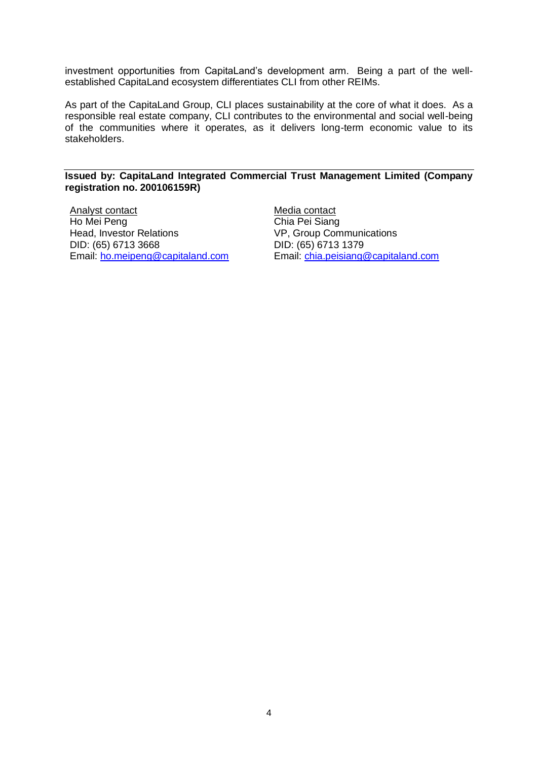investment opportunities from CapitaLand's development arm. Being a part of the well-established CapitaLand ecosystem differentiates CLI from other REIMs.

As part of the CapitaLand Group, CLI places sustainability at the core of what it does. As a responsible real estate company, CLI contributes to the environmental and social well-being of the communities where it operates, as it delivers long-term economic value to its stakeholders.

---

**Issued by: CapitaLand Integrated Commercial Trust Management Limited (Company registration no. 200106159R)**

Analyst contact
Ho Mei Peng
Head, Investor Relations
DID: (65) 6713 3668
Email: ho.meipeng@capitaland.com

Media contact
Chia Pei Siang
VP, Group Communications
DID: (65) 6713 1379
Email: chia.peisiang@capitaland.com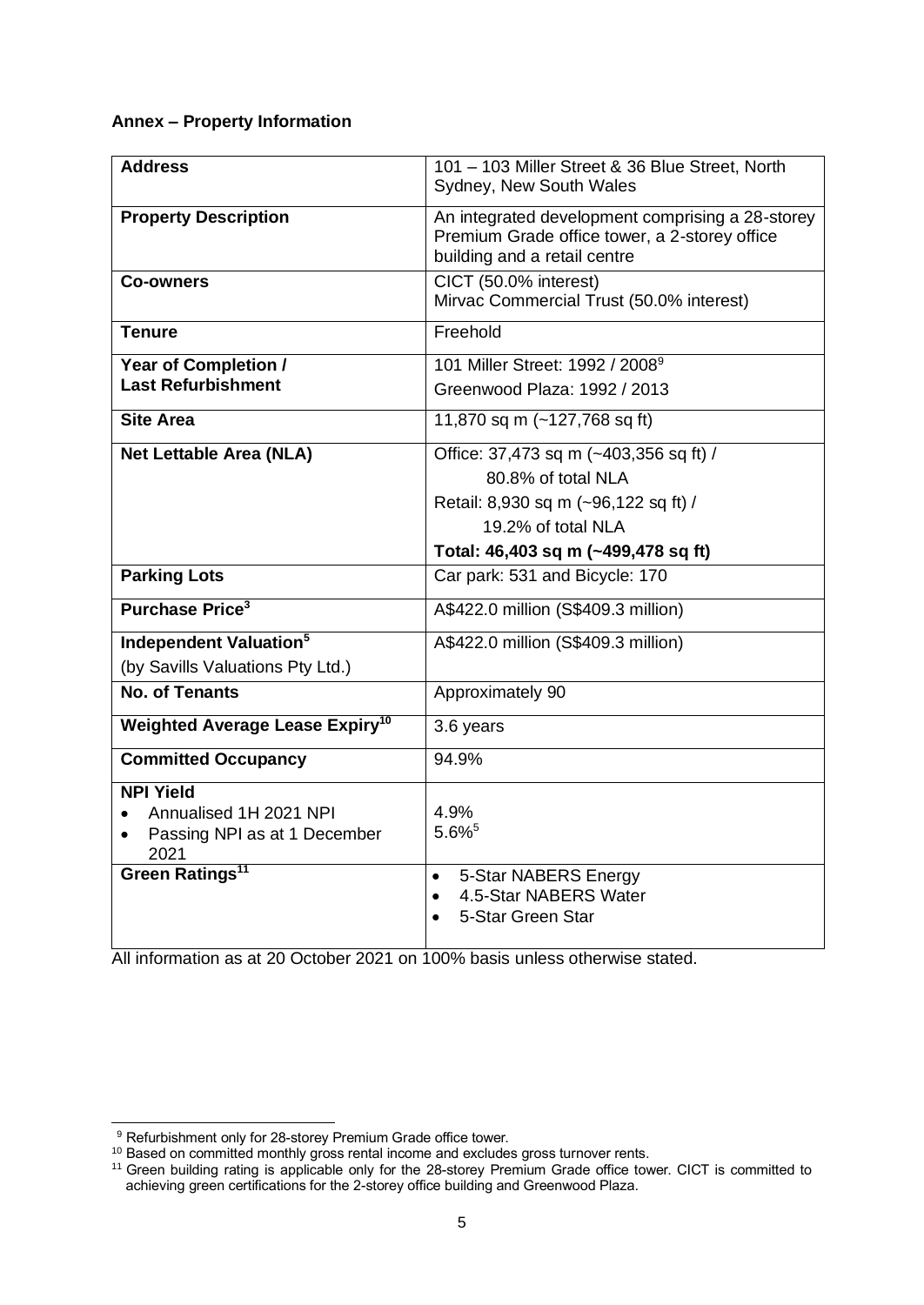**Annex – Property Information**

| **Address** | 101 – 103 Miller Street & 36 Blue Street, North Sydney, New South Wales |
|---|---|
| **Property Description** | An integrated development comprising a 28-storey Premium Grade office tower, a 2-storey office building and a retail centre |
| **Co-owners** | CICT (50.0% interest)<br>Mirvac Commercial Trust (50.0% interest) |
| **Tenure** | Freehold |
| **Year of Completion / Last Refurbishment** | 101 Miller Street: 1992 / 2008[9]<br>Greenwood Plaza: 1992 / 2013 |
| **Site Area** | 11,870 sq m (~127,768 sq ft) |
| **Net Lettable Area (NLA)** | Office: 37,473 sq m (~403,356 sq ft) / 80.8% of total NLA<br>Retail: 8,930 sq m (~96,122 sq ft) / 19.2% of total NLA<br>**Total: 46,403 sq m (~499,478 sq ft)** |
| **Parking Lots** | Car park: 531 and Bicycle: 170 |
| **Purchase Price[3]** | A$422.0 million (S$409.3 million) |
| **Independent Valuation[5]** (by Savills Valuations Pty Ltd.) | A$422.0 million (S$409.3 million) |
| **No. of Tenants** | Approximately 90 |
| **Weighted Average Lease Expiry[10]** | 3.6 years |
| **Committed Occupancy** | 94.9% |
| **NPI Yield**<br>• Annualised 1H 2021 NPI<br>• Passing NPI as at 1 December 2021 | <br>4.9%<br>5.6%[5] |
| **Green Ratings[11]** | • 5-Star NABERS Energy<br>• 4.5-Star NABERS Water<br>• 5-Star Green Star |

All information as at 20 October 2021 on 100% basis unless otherwise stated.

---

[9] Refurbishment only for 28-storey Premium Grade office tower.

[10] Based on committed monthly gross rental income and excludes gross turnover rents.

[11] Green building rating is applicable only for the 28-storey Premium Grade office tower. CICT is committed to achieving green certifications for the 2-storey office building and Greenwood Plaza.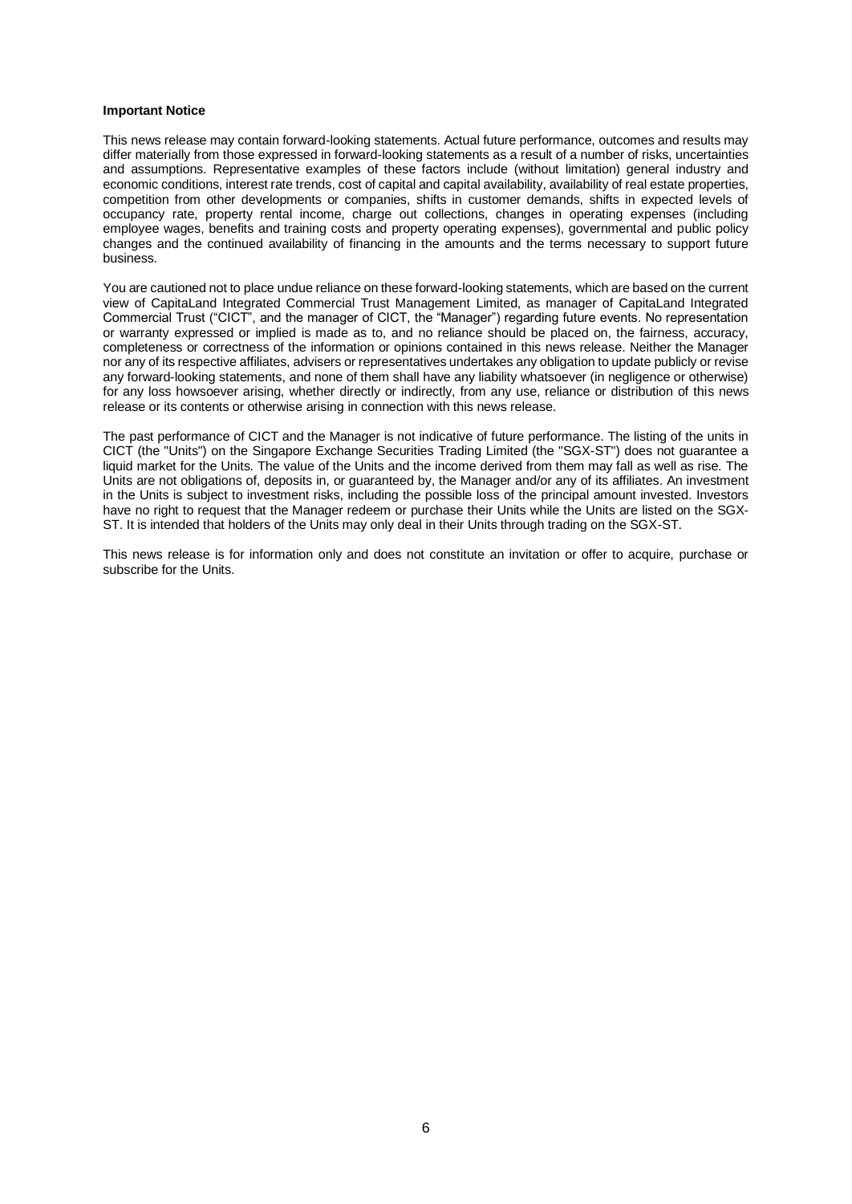**Important Notice**

This news release may contain forward-looking statements. Actual future performance, outcomes and results may differ materially from those expressed in forward-looking statements as a result of a number of risks, uncertainties and assumptions. Representative examples of these factors include (without limitation) general industry and economic conditions, interest rate trends, cost of capital and capital availability, availability of real estate properties, competition from other developments or companies, shifts in customer demands, shifts in expected levels of occupancy rate, property rental income, charge out collections, changes in operating expenses (including employee wages, benefits and training costs and property operating expenses), governmental and public policy changes and the continued availability of financing in the amounts and the terms necessary to support future business.

You are cautioned not to place undue reliance on these forward-looking statements, which are based on the current view of CapitaLand Integrated Commercial Trust Management Limited, as manager of CapitaLand Integrated Commercial Trust ("CICT", and the manager of CICT, the "Manager") regarding future events. No representation or warranty expressed or implied is made as to, and no reliance should be placed on, the fairness, accuracy, completeness or correctness of the information or opinions contained in this news release. Neither the Manager nor any of its respective affiliates, advisers or representatives undertakes any obligation to update publicly or revise any forward-looking statements, and none of them shall have any liability whatsoever (in negligence or otherwise) for any loss howsoever arising, whether directly or indirectly, from any use, reliance or distribution of this news release or its contents or otherwise arising in connection with this news release.

The past performance of CICT and the Manager is not indicative of future performance. The listing of the units in CICT (the "Units") on the Singapore Exchange Securities Trading Limited (the "SGX-ST") does not guarantee a liquid market for the Units. The value of the Units and the income derived from them may fall as well as rise. The Units are not obligations of, deposits in, or guaranteed by, the Manager and/or any of its affiliates. An investment in the Units is subject to investment risks, including the possible loss of the principal amount invested. Investors have no right to request that the Manager redeem or purchase their Units while the Units are listed on the SGX-ST. It is intended that holders of the Units may only deal in their Units through trading on the SGX-ST.

This news release is for information only and does not constitute an invitation or offer to acquire, purchase or subscribe for the Units.